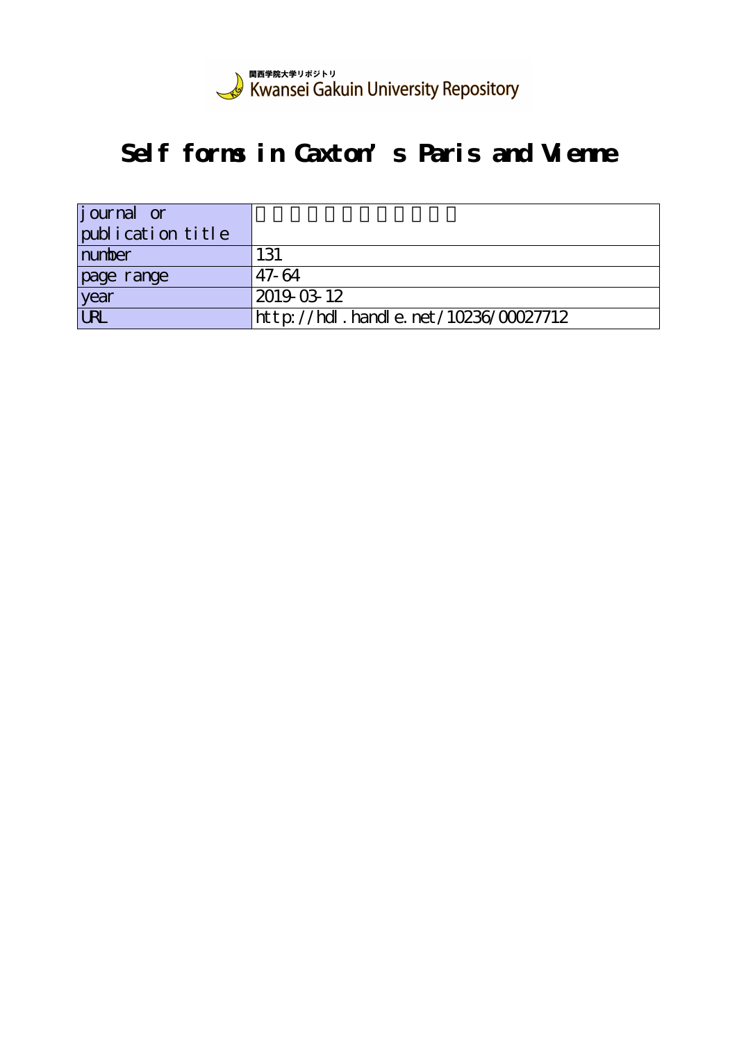関西学院大学リポジトリ
Kwansei Gakuin University Repository

# Self forms in Caxton's Paris and Vienne

| journal or publication title |  |
|---|---|
| number | 131 |
| page range | 47-64 |
| year | 2019-03-12 |
| URL | http://hdl.handle.net/10236/00027712 |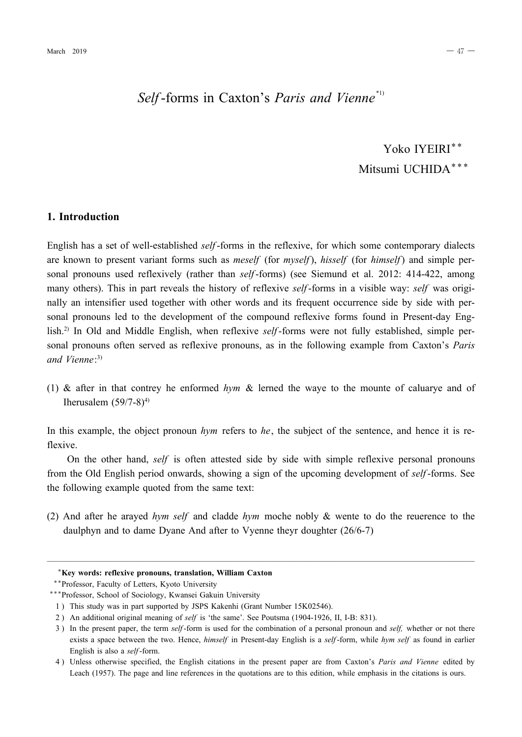# *Self*-forms in Caxton's *Paris and Vienne*[*1)]

Yoko IYEIRI[**]
Mitsumi UCHIDA[***]

## 1. Introduction

English has a set of well-established *self*-forms in the reflexive, for which some contemporary dialects are known to present variant forms such as *meself* (for *myself*), *hisself* (for *himself*) and simple personal pronouns used reflexively (rather than *self*-forms) (see Siemund et al. 2012: 414-422, among many others). This in part reveals the history of reflexive *self*-forms in a visible way: *self* was originally an intensifier used together with other words and its frequent occurrence side by side with personal pronouns led to the development of the compound reflexive forms found in Present-day English.[2)] In Old and Middle English, when reflexive *self*-forms were not fully established, simple personal pronouns often served as reflexive pronouns, as in the following example from Caxton's *Paris and Vienne*:[3)]

(1) & after in that contrey he enformed *hym* & lerned the waye to the mounte of caluarye and of Iherusalem (59/7-8)[4)]

In this example, the object pronoun *hym* refers to *he*, the subject of the sentence, and hence it is reflexive.

On the other hand, *self* is often attested side by side with simple reflexive personal pronouns from the Old English period onwards, showing a sign of the upcoming development of *self*-forms. See the following example quoted from the same text:

(2) And after he arayed *hym self* and cladde *hym* moche nobly & wente to do the reuerence to the daulphyn and to dame Dyane And after to Vyenne theyr doughter (26/6-7)

---

[*] **Key words: reflexive pronouns, translation, William Caxton**

[**] Professor, Faculty of Letters, Kyoto University

[***] Professor, School of Sociology, Kwansei Gakuin University

1) This study was in part supported by JSPS Kakenhi (Grant Number 15K02546).

2) An additional original meaning of *self* is 'the same'. See Poutsma (1904-1926, II, I-B: 831).

3) In the present paper, the term *self*-form is used for the combination of a personal pronoun and *self,* whether or not there exists a space between the two. Hence, *himself* in Present-day English is a *self*-form, while *hym self* as found in earlier English is also a *self*-form.

4) Unless otherwise specified, the English citations in the present paper are from Caxton's *Paris and Vienne* edited by Leach (1957). The page and line references in the quotations are to this edition, while emphasis in the citations is ours.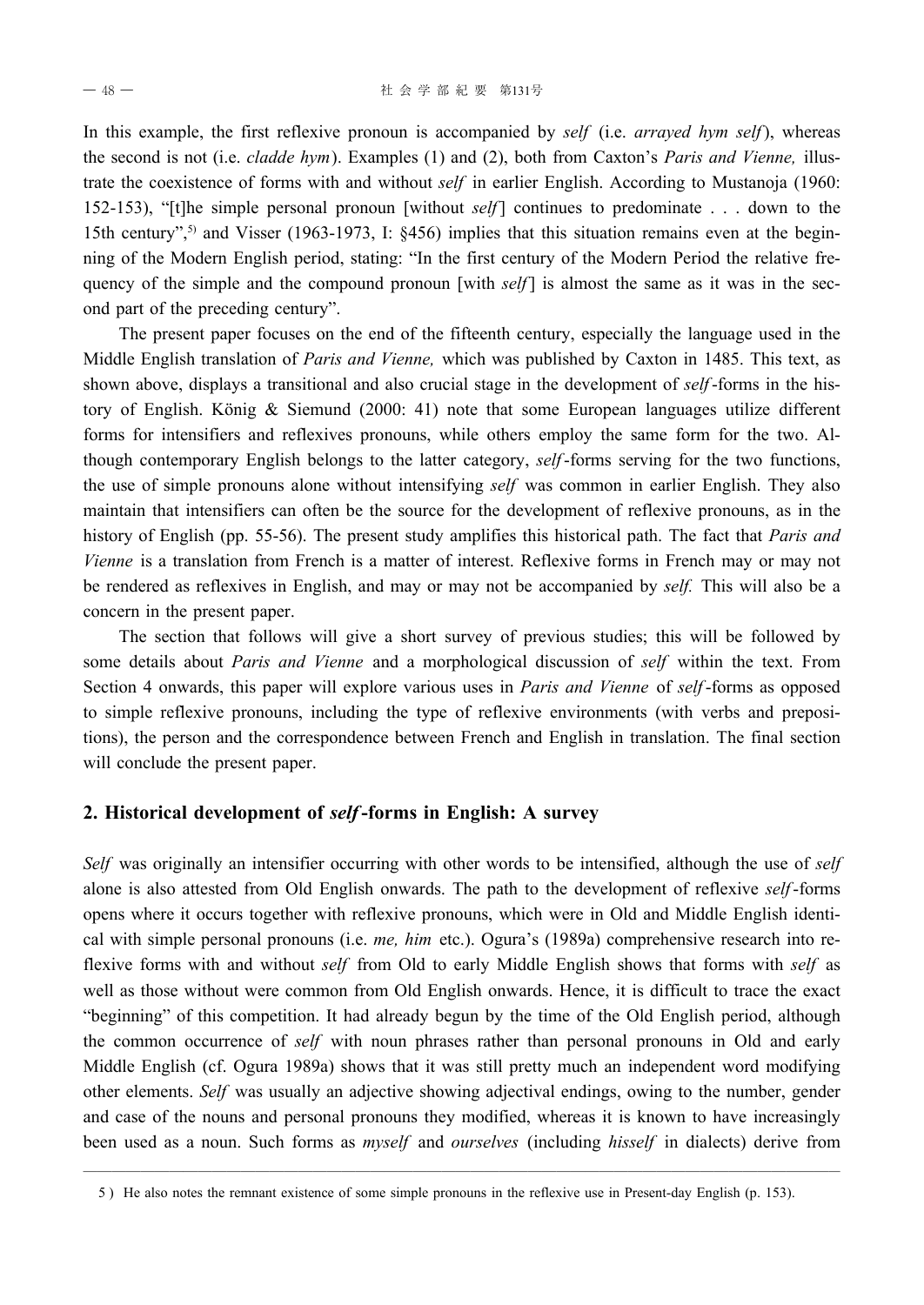In this example, the first reflexive pronoun is accompanied by *self* (i.e. *arrayed hym self*), whereas the second is not (i.e. *cladde hym*). Examples (1) and (2), both from Caxton's *Paris and Vienne,* illustrate the coexistence of forms with and without *self* in earlier English. According to Mustanoja (1960: 152-153), "[t]he simple personal pronoun [without *self*] continues to predominate . . . down to the 15th century",[5] and Visser (1963-1973, I: §456) implies that this situation remains even at the beginning of the Modern English period, stating: "In the first century of the Modern Period the relative frequency of the simple and the compound pronoun [with *self*] is almost the same as it was in the second part of the preceding century".

The present paper focuses on the end of the fifteenth century, especially the language used in the Middle English translation of *Paris and Vienne,* which was published by Caxton in 1485. This text, as shown above, displays a transitional and also crucial stage in the development of *self*-forms in the history of English. König & Siemund (2000: 41) note that some European languages utilize different forms for intensifiers and reflexives pronouns, while others employ the same form for the two. Although contemporary English belongs to the latter category, *self*-forms serving for the two functions, the use of simple pronouns alone without intensifying *self* was common in earlier English. They also maintain that intensifiers can often be the source for the development of reflexive pronouns, as in the history of English (pp. 55-56). The present study amplifies this historical path. The fact that *Paris and Vienne* is a translation from French is a matter of interest. Reflexive forms in French may or may not be rendered as reflexives in English, and may or may not be accompanied by *self.* This will also be a concern in the present paper.

The section that follows will give a short survey of previous studies; this will be followed by some details about *Paris and Vienne* and a morphological discussion of *self* within the text. From Section 4 onwards, this paper will explore various uses in *Paris and Vienne* of *self*-forms as opposed to simple reflexive pronouns, including the type of reflexive environments (with verbs and prepositions), the person and the correspondence between French and English in translation. The final section will conclude the present paper.

## 2. Historical development of *self*-forms in English: A survey

*Self* was originally an intensifier occurring with other words to be intensified, although the use of *self* alone is also attested from Old English onwards. The path to the development of reflexive *self*-forms opens where it occurs together with reflexive pronouns, which were in Old and Middle English identical with simple personal pronouns (i.e. *me, him* etc.). Ogura's (1989a) comprehensive research into reflexive forms with and without *self* from Old to early Middle English shows that forms with *self* as well as those without were common from Old English onwards. Hence, it is difficult to trace the exact "beginning" of this competition. It had already begun by the time of the Old English period, although the common occurrence of *self* with noun phrases rather than personal pronouns in Old and early Middle English (cf. Ogura 1989a) shows that it was still pretty much an independent word modifying other elements. *Self* was usually an adjective showing adjectival endings, owing to the number, gender and case of the nouns and personal pronouns they modified, whereas it is known to have increasingly been used as a noun. Such forms as *myself* and *ourselves* (including *hisself* in dialects) derive from

5) He also notes the remnant existence of some simple pronouns in the reflexive use in Present-day English (p. 153).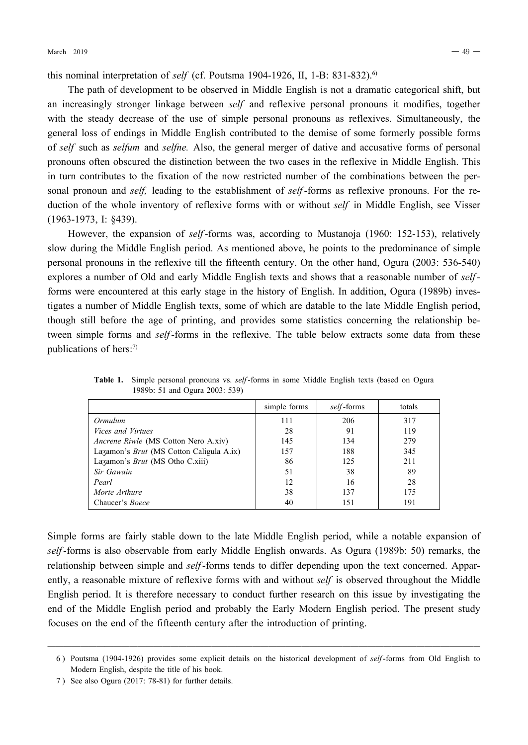this nominal interpretation of *self* (cf. Poutsma 1904-1926, II, 1-B: 831-832).[6]

The path of development to be observed in Middle English is not a dramatic categorical shift, but an increasingly stronger linkage between *self* and reflexive personal pronouns it modifies, together with the steady decrease of the use of simple personal pronouns as reflexives. Simultaneously, the general loss of endings in Middle English contributed to the demise of some formerly possible forms of *self* such as *selfum* and *selfne.* Also, the general merger of dative and accusative forms of personal pronouns often obscured the distinction between the two cases in the reflexive in Middle English. This in turn contributes to the fixation of the now restricted number of the combinations between the personal pronoun and *self,* leading to the establishment of *self*-forms as reflexive pronouns. For the reduction of the whole inventory of reflexive forms with or without *self* in Middle English, see Visser (1963-1973, I: §439).

However, the expansion of *self*-forms was, according to Mustanoja (1960: 152-153), relatively slow during the Middle English period. As mentioned above, he points to the predominance of simple personal pronouns in the reflexive till the fifteenth century. On the other hand, Ogura (2003: 536-540) explores a number of Old and early Middle English texts and shows that a reasonable number of *self*-forms were encountered at this early stage in the history of English. In addition, Ogura (1989b) investigates a number of Middle English texts, some of which are datable to the late Middle English period, though still before the age of printing, and provides some statistics concerning the relationship between simple forms and *self*-forms in the reflexive. The table below extracts some data from these publications of hers:[7]

**Table 1.** Simple personal pronouns vs. *self*-forms in some Middle English texts (based on Ogura 1989b: 51 and Ogura 2003: 539)

| | simple forms | *self*-forms | totals |
|---|---|---|---|
| *Ormulum* | 111 | 206 | 317 |
| *Vices and Virtues* | 28 | 91 | 119 |
| *Ancrene Riwle* (MS Cotton Nero A.xiv) | 145 | 134 | 279 |
| Laȝamon's *Brut* (MS Cotton Caligula A.ix) | 157 | 188 | 345 |
| Laȝamon's *Brut* (MS Otho C.xiii) | 86 | 125 | 211 |
| *Sir Gawain* | 51 | 38 | 89 |
| *Pearl* | 12 | 16 | 28 |
| *Morte Arthure* | 38 | 137 | 175 |
| Chaucer's *Boece* | 40 | 151 | 191 |

Simple forms are fairly stable down to the late Middle English period, while a notable expansion of *self*-forms is also observable from early Middle English onwards. As Ogura (1989b: 50) remarks, the relationship between simple and *self*-forms tends to differ depending upon the text concerned. Apparently, a reasonable mixture of reflexive forms with and without *self* is observed throughout the Middle English period. It is therefore necessary to conduct further research on this issue by investigating the end of the Middle English period and probably the Early Modern English period. The present study focuses on the end of the fifteenth century after the introduction of printing.

---

6 ) Poutsma (1904-1926) provides some explicit details on the historical development of *self*-forms from Old English to Modern English, despite the title of his book.

7 ) See also Ogura (2017: 78-81) for further details.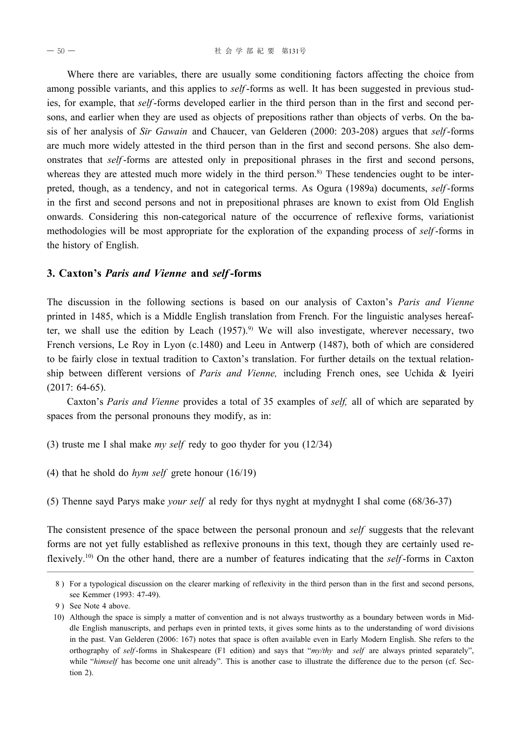Where there are variables, there are usually some conditioning factors affecting the choice from among possible variants, and this applies to *self*-forms as well. It has been suggested in previous studies, for example, that *self*-forms developed earlier in the third person than in the first and second persons, and earlier when they are used as objects of prepositions rather than objects of verbs. On the basis of her analysis of *Sir Gawain* and Chaucer, van Gelderen (2000: 203-208) argues that *self*-forms are much more widely attested in the third person than in the first and second persons. She also demonstrates that *self*-forms are attested only in prepositional phrases in the first and second persons, whereas they are attested much more widely in the third person.[8] These tendencies ought to be interpreted, though, as a tendency, and not in categorical terms. As Ogura (1989a) documents, *self*-forms in the first and second persons and not in prepositional phrases are known to exist from Old English onwards. Considering this non-categorical nature of the occurrence of reflexive forms, variationist methodologies will be most appropriate for the exploration of the expanding process of *self*-forms in the history of English.

## 3. Caxton's *Paris and Vienne* and *self*-forms

The discussion in the following sections is based on our analysis of Caxton's *Paris and Vienne* printed in 1485, which is a Middle English translation from French. For the linguistic analyses hereafter, we shall use the edition by Leach (1957).[9] We will also investigate, wherever necessary, two French versions, Le Roy in Lyon (c.1480) and Leeu in Antwerp (1487), both of which are considered to be fairly close in textual tradition to Caxton's translation. For further details on the textual relationship between different versions of *Paris and Vienne,* including French ones, see Uchida & Iyeiri (2017: 64-65).

Caxton's *Paris and Vienne* provides a total of 35 examples of *self,* all of which are separated by spaces from the personal pronouns they modify, as in:

(3) truste me I shal make *my self* redy to goo thyder for you (12/34)

(4) that he shold do *hym self* grete honour (16/19)

(5) Thenne sayd Parys make *your self* al redy for thys nyght at mydnyght I shal come (68/36-37)

The consistent presence of the space between the personal pronoun and *self* suggests that the relevant forms are not yet fully established as reflexive pronouns in this text, though they are certainly used reflexively.[10] On the other hand, there are a number of features indicating that the *self*-forms in Caxton

---

8 ) For a typological discussion on the clearer marking of reflexivity in the third person than in the first and second persons, see Kemmer (1993: 47-49).

9 ) See Note 4 above.

10) Although the space is simply a matter of convention and is not always trustworthy as a boundary between words in Middle English manuscripts, and perhaps even in printed texts, it gives some hints as to the understanding of word divisions in the past. Van Gelderen (2006: 167) notes that space is often available even in Early Modern English. She refers to the orthography of *self*-forms in Shakespeare (F1 edition) and says that "*my/thy* and *self* are always printed separately", while "*himself* has become one unit already". This is another case to illustrate the difference due to the person (cf. Section 2).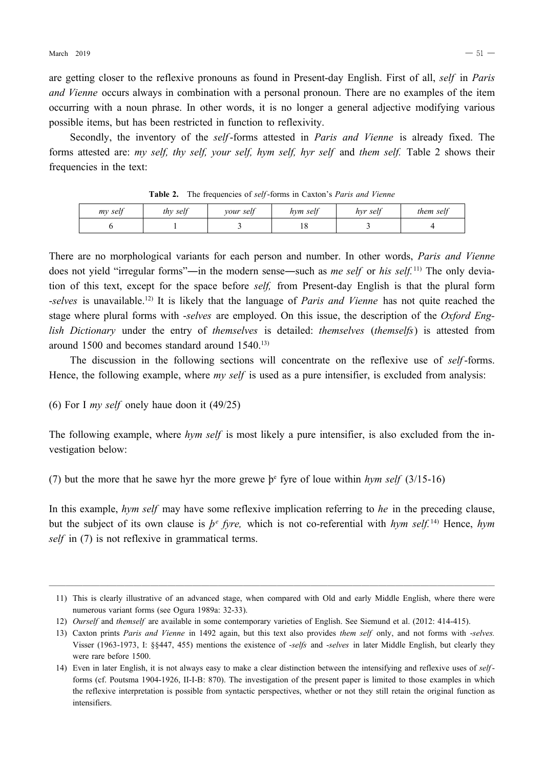are getting closer to the reflexive pronouns as found in Present-day English. First of all, *self* in *Paris and Vienne* occurs always in combination with a personal pronoun. There are no examples of the item occurring with a noun phrase. In other words, it is no longer a general adjective modifying various possible items, but has been restricted in function to reflexivity.

Secondly, the inventory of the *self*-forms attested in *Paris and Vienne* is already fixed. The forms attested are: *my self, thy self, your self, hym self, hyr self* and *them self.* Table 2 shows their frequencies in the text:

**Table 2.** The frequencies of *self*-forms in Caxton's *Paris and Vienne*

| *my self* | *thy self* | *your self* | *hym self* | *hyr self* | *them self* |
|---|---|---|---|---|---|
| 6 | 1 | 3 | 18 | 3 | 4 |

There are no morphological variants for each person and number. In other words, *Paris and Vienne* does not yield "irregular forms"―in the modern sense―such as *me self* or *his self.*[11] The only deviation of this text, except for the space before *self,* from Present-day English is that the plural form *-selves* is unavailable.[12] It is likely that the language of *Paris and Vienne* has not quite reached the stage where plural forms with *-selves* are employed. On this issue, the description of the *Oxford English Dictionary* under the entry of *themselves* is detailed: *themselves* (*themselfs*) is attested from around 1500 and becomes standard around 1540.[13]

The discussion in the following sections will concentrate on the reflexive use of *self*-forms. Hence, the following example, where *my self* is used as a pure intensifier, is excluded from analysis:

(6) For I *my self* onely haue doon it (49/25)

The following example, where *hym self* is most likely a pure intensifier, is also excluded from the investigation below:

(7) but the more that he sawe hyr the more grewe þe fyre of loue within *hym self* (3/15-16)

In this example, *hym self* may have some reflexive implication referring to *he* in the preceding clause, but the subject of its own clause is *þe fyre,* which is not co-referential with *hym self.*[14] Hence, *hym self* in (7) is not reflexive in grammatical terms.

---

11) This is clearly illustrative of an advanced stage, when compared with Old and early Middle English, where there were numerous variant forms (see Ogura 1989a: 32-33).

12) *Ourself* and *themself* are available in some contemporary varieties of English. See Siemund et al. (2012: 414-415).

13) Caxton prints *Paris and Vienne* in 1492 again, but this text also provides *them self* only, and not forms with *-selves.* Visser (1963-1973, I: §§447, 455) mentions the existence of *-selfs* and *-selves* in later Middle English, but clearly they were rare before 1500.

14) Even in later English, it is not always easy to make a clear distinction between the intensifying and reflexive uses of *self*-forms (cf. Poutsma 1904-1926, II-I-B: 870). The investigation of the present paper is limited to those examples in which the reflexive interpretation is possible from syntactic perspectives, whether or not they still retain the original function as intensifiers.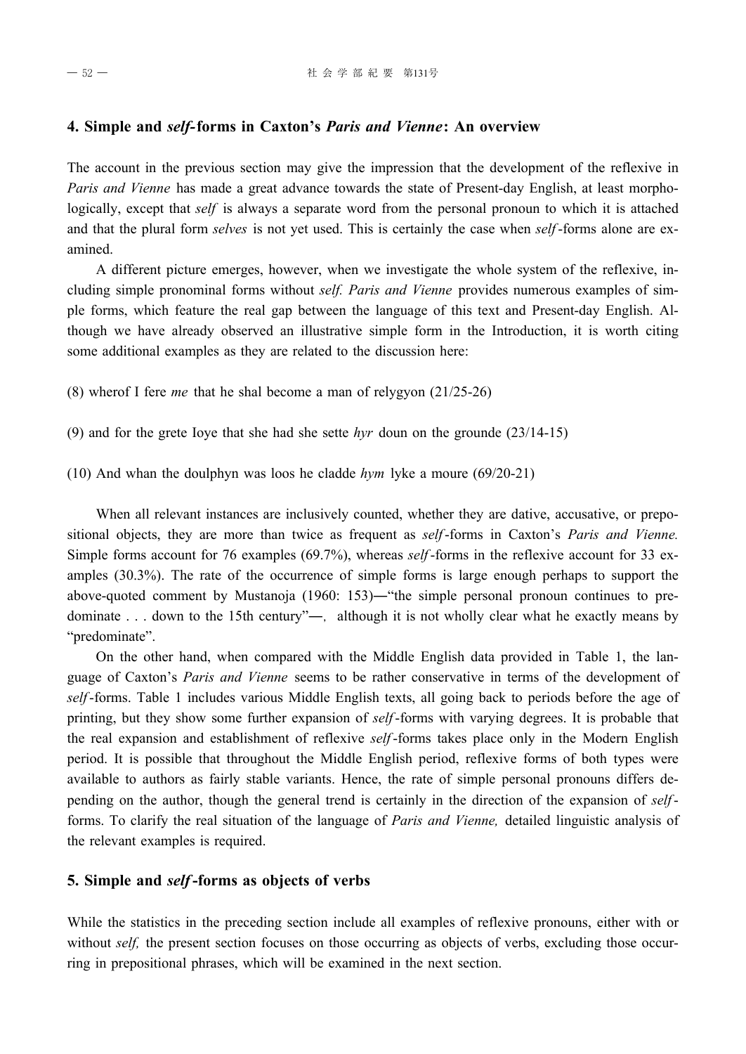## 4. Simple and *self*-forms in Caxton's *Paris and Vienne*: An overview

The account in the previous section may give the impression that the development of the reflexive in *Paris and Vienne* has made a great advance towards the state of Present-day English, at least morphologically, except that *self* is always a separate word from the personal pronoun to which it is attached and that the plural form *selves* is not yet used. This is certainly the case when *self*-forms alone are examined.

A different picture emerges, however, when we investigate the whole system of the reflexive, including simple pronominal forms without *self. Paris and Vienne* provides numerous examples of simple forms, which feature the real gap between the language of this text and Present-day English. Although we have already observed an illustrative simple form in the Introduction, it is worth citing some additional examples as they are related to the discussion here:

(8) wherof I fere *me* that he shal become a man of relygyon (21/25-26)

(9) and for the grete Ioye that she had she sette *hyr* doun on the grounde (23/14-15)

(10) And whan the doulphyn was loos he cladde *hym* lyke a moure (69/20-21)

When all relevant instances are inclusively counted, whether they are dative, accusative, or prepositional objects, they are more than twice as frequent as *self*-forms in Caxton's *Paris and Vienne.* Simple forms account for 76 examples (69.7%), whereas *self*-forms in the reflexive account for 33 examples (30.3%). The rate of the occurrence of simple forms is large enough perhaps to support the above-quoted comment by Mustanoja (1960: 153)―"the simple personal pronoun continues to predominate . . . down to the 15th century"―, although it is not wholly clear what he exactly means by "predominate".

On the other hand, when compared with the Middle English data provided in Table 1, the language of Caxton's *Paris and Vienne* seems to be rather conservative in terms of the development of *self*-forms. Table 1 includes various Middle English texts, all going back to periods before the age of printing, but they show some further expansion of *self*-forms with varying degrees. It is probable that the real expansion and establishment of reflexive *self*-forms takes place only in the Modern English period. It is possible that throughout the Middle English period, reflexive forms of both types were available to authors as fairly stable variants. Hence, the rate of simple personal pronouns differs depending on the author, though the general trend is certainly in the direction of the expansion of *self*-forms. To clarify the real situation of the language of *Paris and Vienne,* detailed linguistic analysis of the relevant examples is required.

## 5. Simple and *self*-forms as objects of verbs

While the statistics in the preceding section include all examples of reflexive pronouns, either with or without *self,* the present section focuses on those occurring as objects of verbs, excluding those occurring in prepositional phrases, which will be examined in the next section.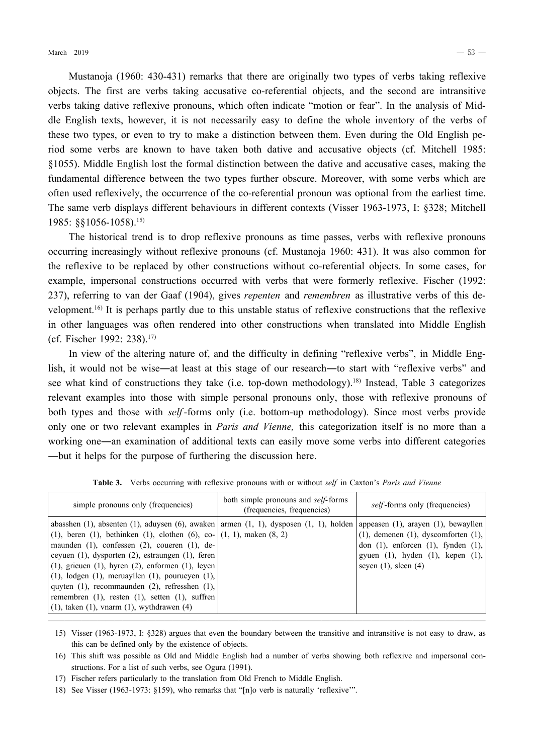Mustanoja (1960: 430-431) remarks that there are originally two types of verbs taking reflexive objects. The first are verbs taking accusative co-referential objects, and the second are intransitive verbs taking dative reflexive pronouns, which often indicate "motion or fear". In the analysis of Middle English texts, however, it is not necessarily easy to define the whole inventory of the verbs of these two types, or even to try to make a distinction between them. Even during the Old English period some verbs are known to have taken both dative and accusative objects (cf. Mitchell 1985: §1055). Middle English lost the formal distinction between the dative and accusative cases, making the fundamental difference between the two types further obscure. Moreover, with some verbs which are often used reflexively, the occurrence of the co-referential pronoun was optional from the earliest time. The same verb displays different behaviours in different contexts (Visser 1963-1973, I: §328; Mitchell 1985: §§1056-1058).[15]

The historical trend is to drop reflexive pronouns as time passes, verbs with reflexive pronouns occurring increasingly without reflexive pronouns (cf. Mustanoja 1960: 431). It was also common for the reflexive to be replaced by other constructions without co-referential objects. In some cases, for example, impersonal constructions occurred with verbs that were formerly reflexive. Fischer (1992: 237), referring to van der Gaaf (1904), gives *repenten* and *remembren* as illustrative verbs of this development.[16] It is perhaps partly due to this unstable status of reflexive constructions that the reflexive in other languages was often rendered into other constructions when translated into Middle English (cf. Fischer 1992: 238).[17]

In view of the altering nature of, and the difficulty in defining "reflexive verbs", in Middle English, it would not be wise―at least at this stage of our research―to start with "reflexive verbs" and see what kind of constructions they take (i.e. top-down methodology).[18] Instead, Table 3 categorizes relevant examples into those with simple personal pronouns only, those with reflexive pronouns of both types and those with *self*-forms only (i.e. bottom-up methodology). Since most verbs provide only one or two relevant examples in *Paris and Vienne,* this categorization itself is no more than a working one―an examination of additional texts can easily move some verbs into different categories ―but it helps for the purpose of furthering the discussion here.

**Table 3.** Verbs occurring with reflexive pronouns with or without *self* in Caxton's *Paris and Vienne*

| simple pronouns only (frequencies) | both simple pronouns and *self*-forms (frequencies, frequencies) | *self*-forms only (frequencies) |
|---|---|---|
| abasshen (1), absenten (1), aduysen (6), awaken (1), beren (1), bethinken (1), clothen (6), comaunden (1), confessen (2), coueren (1), deceyuen (1), dysporten (2), estraungen (1), feren (1), grieuen (1), hyren (2), enformen (1), leyen (1), lodgen (1), meruayllen (1), pourueyen (1), quyten (1), recommaunden (2), refresshen (1), remembren (1), resten (1), setten (1), suffren (1), taken (1), vnarm (1), wythdrawen (4) | armen (1, 1), dysposen (1, 1), holden (1, 1), maken (8, 2) | appeasen (1), arayen (1), bewayllen (1), demenen (1), dyscomforten (1), don (1), enforcen (1), fynden (1), gyuen (1), hyden (1), kepen (1), seyen (1), sleen (4) |

15) Visser (1963-1973, I: §328) argues that even the boundary between the transitive and intransitive is not easy to draw, as this can be defined only by the existence of objects.

16) This shift was possible as Old and Middle English had a number of verbs showing both reflexive and impersonal constructions. For a list of such verbs, see Ogura (1991).

17) Fischer refers particularly to the translation from Old French to Middle English.

18) See Visser (1963-1973: §159), who remarks that "[n]o verb is naturally 'reflexive'".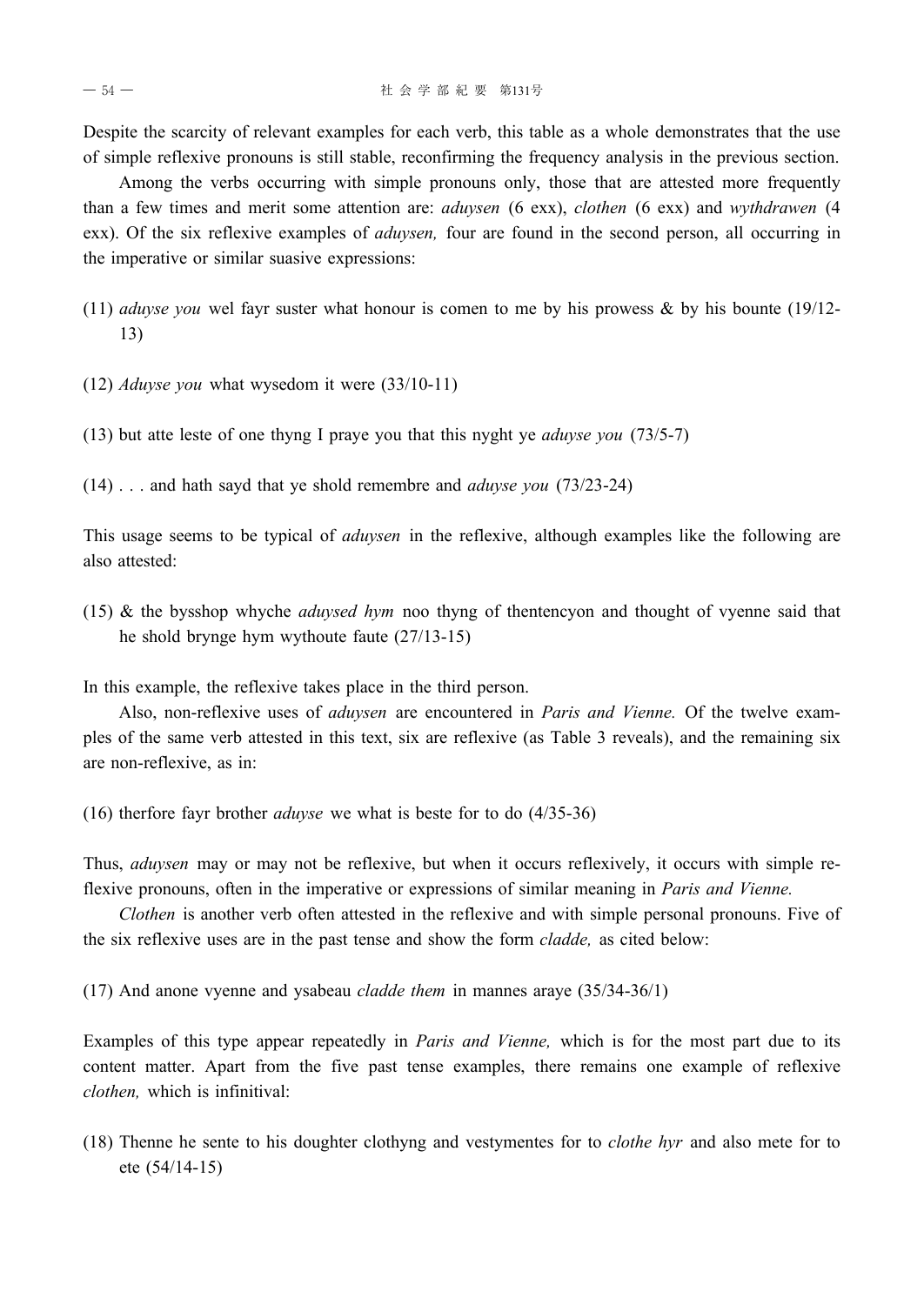Despite the scarcity of relevant examples for each verb, this table as a whole demonstrates that the use of simple reflexive pronouns is still stable, reconfirming the frequency analysis in the previous section.

Among the verbs occurring with simple pronouns only, those that are attested more frequently than a few times and merit some attention are: *aduysen* (6 exx), *clothen* (6 exx) and *wythdrawen* (4 exx). Of the six reflexive examples of *aduysen,* four are found in the second person, all occurring in the imperative or similar suasive expressions:

(11) *aduyse you* wel fayr suster what honour is comen to me by his prowess & by his bounte (19/12-13)

(12) *Aduyse you* what wysedom it were (33/10-11)

(13) but atte leste of one thyng I praye you that this nyght ye *aduyse you* (73/5-7)

(14) . . . and hath sayd that ye shold remembre and *aduyse you* (73/23-24)

This usage seems to be typical of *aduysen* in the reflexive, although examples like the following are also attested:

(15) & the bysshop whyche *aduysed hym* noo thyng of thentencyon and thought of vyenne said that he shold brynge hym wythoute faute (27/13-15)

In this example, the reflexive takes place in the third person.

Also, non-reflexive uses of *aduysen* are encountered in *Paris and Vienne.* Of the twelve examples of the same verb attested in this text, six are reflexive (as Table 3 reveals), and the remaining six are non-reflexive, as in:

(16) therfore fayr brother *aduyse* we what is beste for to do (4/35-36)

Thus, *aduysen* may or may not be reflexive, but when it occurs reflexively, it occurs with simple reflexive pronouns, often in the imperative or expressions of similar meaning in *Paris and Vienne.*

*Clothen* is another verb often attested in the reflexive and with simple personal pronouns. Five of the six reflexive uses are in the past tense and show the form *cladde,* as cited below:

(17) And anone vyenne and ysabeau *cladde them* in mannes araye (35/34-36/1)

Examples of this type appear repeatedly in *Paris and Vienne,* which is for the most part due to its content matter. Apart from the five past tense examples, there remains one example of reflexive *clothen,* which is infinitival:

(18) Thenne he sente to his doughter clothyng and vestymentes for to *clothe hyr* and also mete for to ete (54/14-15)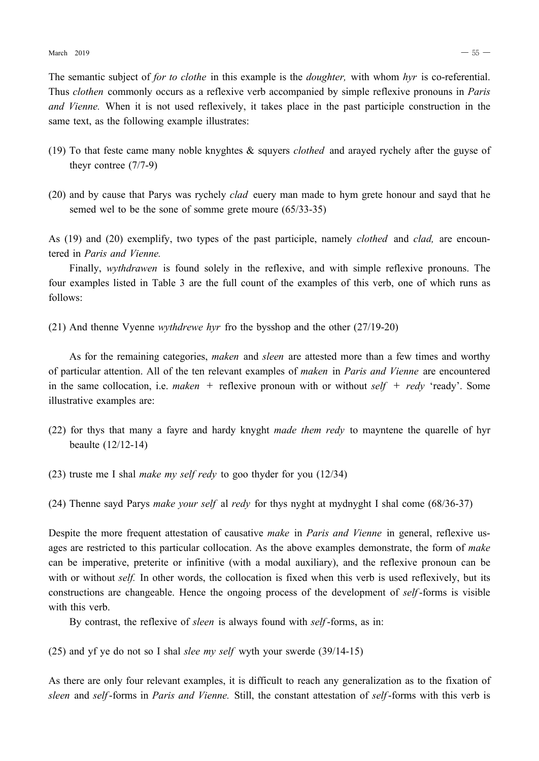The semantic subject of *for to clothe* in this example is the *doughter,* with whom *hyr* is co-referential. Thus *clothen* commonly occurs as a reflexive verb accompanied by simple reflexive pronouns in *Paris and Vienne.* When it is not used reflexively, it takes place in the past participle construction in the same text, as the following example illustrates:

(19) To that feste came many noble knyghtes & squyers *clothed* and arayed rychely after the guyse of theyr contree (7/7-9)

(20) and by cause that Parys was rychely *clad* euery man made to hym grete honour and sayd that he semed wel to be the sone of somme grete moure (65/33-35)

As (19) and (20) exemplify, two types of the past participle, namely *clothed* and *clad,* are encountered in *Paris and Vienne.*

Finally, *wythdrawen* is found solely in the reflexive, and with simple reflexive pronouns. The four examples listed in Table 3 are the full count of the examples of this verb, one of which runs as follows:

(21) And thenne Vyenne *wythdrewe hyr* fro the bysshop and the other (27/19-20)

As for the remaining categories, *maken* and *sleen* are attested more than a few times and worthy of particular attention. All of the ten relevant examples of *maken* in *Paris and Vienne* are encountered in the same collocation, i.e. *maken* + reflexive pronoun with or without *self* + *redy* 'ready'. Some illustrative examples are:

(22) for thys that many a fayre and hardy knyght *made them redy* to mayntene the quarelle of hyr beaulte (12/12-14)

(23) truste me I shal *make my self redy* to goo thyder for you (12/34)

(24) Thenne sayd Parys *make your self* al *redy* for thys nyght at mydnyght I shal come (68/36-37)

Despite the more frequent attestation of causative *make* in *Paris and Vienne* in general, reflexive usages are restricted to this particular collocation. As the above examples demonstrate, the form of *make* can be imperative, preterite or infinitive (with a modal auxiliary), and the reflexive pronoun can be with or without *self.* In other words, the collocation is fixed when this verb is used reflexively, but its constructions are changeable. Hence the ongoing process of the development of *self*-forms is visible with this verb.

By contrast, the reflexive of *sleen* is always found with *self*-forms, as in:

(25) and yf ye do not so I shal *slee my self* wyth your swerde (39/14-15)

As there are only four relevant examples, it is difficult to reach any generalization as to the fixation of *sleen* and *self*-forms in *Paris and Vienne.* Still, the constant attestation of *self*-forms with this verb is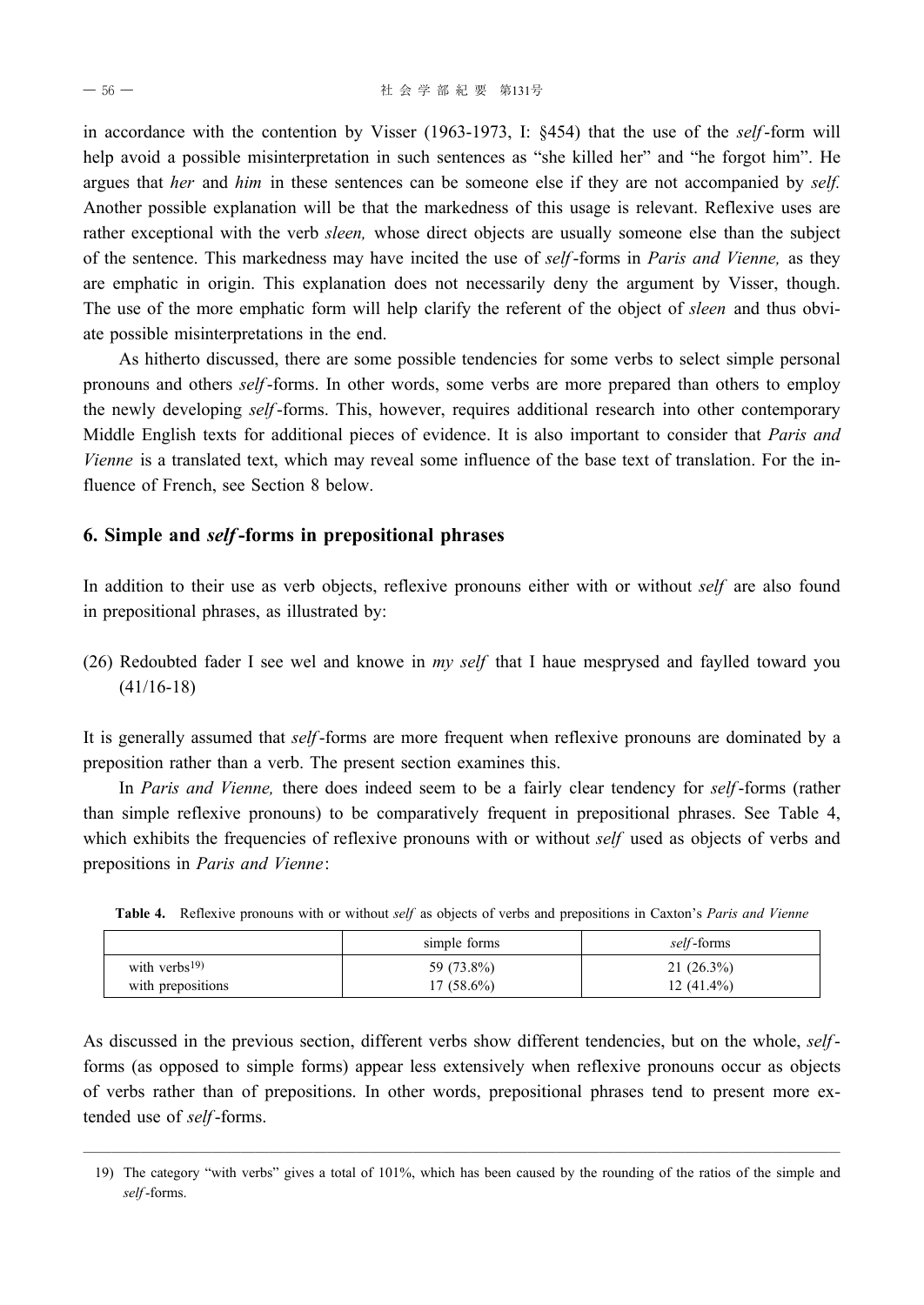in accordance with the contention by Visser (1963-1973, I: §454) that the use of the *self*-form will help avoid a possible misinterpretation in such sentences as "she killed her" and "he forgot him". He argues that *her* and *him* in these sentences can be someone else if they are not accompanied by *self.* Another possible explanation will be that the markedness of this usage is relevant. Reflexive uses are rather exceptional with the verb *sleen,* whose direct objects are usually someone else than the subject of the sentence. This markedness may have incited the use of *self*-forms in *Paris and Vienne,* as they are emphatic in origin. This explanation does not necessarily deny the argument by Visser, though. The use of the more emphatic form will help clarify the referent of the object of *sleen* and thus obviate possible misinterpretations in the end.

As hitherto discussed, there are some possible tendencies for some verbs to select simple personal pronouns and others *self*-forms. In other words, some verbs are more prepared than others to employ the newly developing *self*-forms. This, however, requires additional research into other contemporary Middle English texts for additional pieces of evidence. It is also important to consider that *Paris and Vienne* is a translated text, which may reveal some influence of the base text of translation. For the influence of French, see Section 8 below.

## 6. Simple and *self*-forms in prepositional phrases

In addition to their use as verb objects, reflexive pronouns either with or without *self* are also found in prepositional phrases, as illustrated by:

(26) Redoubted fader I see wel and knowe in *my self* that I haue mesprysed and faylled toward you (41/16-18)

It is generally assumed that *self*-forms are more frequent when reflexive pronouns are dominated by a preposition rather than a verb. The present section examines this.

In *Paris and Vienne,* there does indeed seem to be a fairly clear tendency for *self*-forms (rather than simple reflexive pronouns) to be comparatively frequent in prepositional phrases. See Table 4, which exhibits the frequencies of reflexive pronouns with or without *self* used as objects of verbs and prepositions in *Paris and Vienne*:

**Table 4.** Reflexive pronouns with or without *self* as objects of verbs and prepositions in Caxton's *Paris and Vienne*

| | simple forms | *self*-forms |
|---|---|---|
| with verbs[19] | 59 (73.8%) | 21 (26.3%) |
| with prepositions | 17 (58.6%) | 12 (41.4%) |

As discussed in the previous section, different verbs show different tendencies, but on the whole, *self*-forms (as opposed to simple forms) appear less extensively when reflexive pronouns occur as objects of verbs rather than of prepositions. In other words, prepositional phrases tend to present more extended use of *self*-forms.

19) The category "with verbs" gives a total of 101%, which has been caused by the rounding of the ratios of the simple and *self*-forms.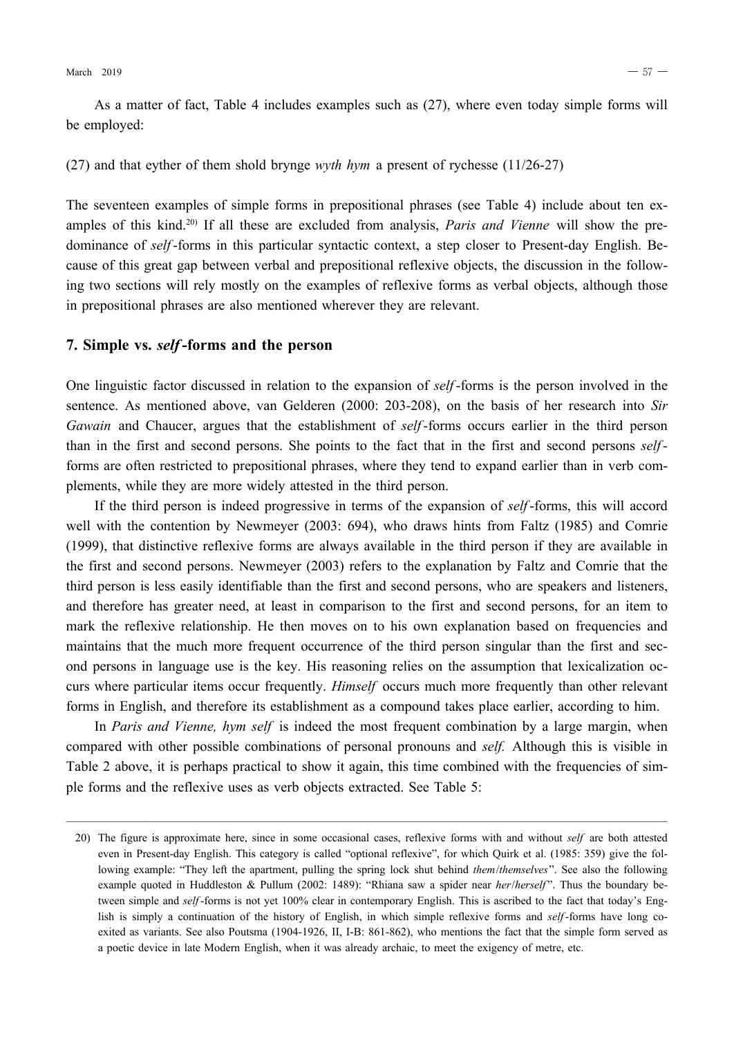As a matter of fact, Table 4 includes examples such as (27), where even today simple forms will be employed:

(27) and that eyther of them shold brynge *wyth hym* a present of rychesse (11/26-27)

The seventeen examples of simple forms in prepositional phrases (see Table 4) include about ten examples of this kind.[20] If all these are excluded from analysis, *Paris and Vienne* will show the predominance of *self*-forms in this particular syntactic context, a step closer to Present-day English. Because of this great gap between verbal and prepositional reflexive objects, the discussion in the following two sections will rely mostly on the examples of reflexive forms as verbal objects, although those in prepositional phrases are also mentioned wherever they are relevant.

## 7. Simple vs. *self*-forms and the person

One linguistic factor discussed in relation to the expansion of *self*-forms is the person involved in the sentence. As mentioned above, van Gelderen (2000: 203-208), on the basis of her research into *Sir Gawain* and Chaucer, argues that the establishment of *self*-forms occurs earlier in the third person than in the first and second persons. She points to the fact that in the first and second persons *self*-forms are often restricted to prepositional phrases, where they tend to expand earlier than in verb complements, while they are more widely attested in the third person.

If the third person is indeed progressive in terms of the expansion of *self*-forms, this will accord well with the contention by Newmeyer (2003: 694), who draws hints from Faltz (1985) and Comrie (1999), that distinctive reflexive forms are always available in the third person if they are available in the first and second persons. Newmeyer (2003) refers to the explanation by Faltz and Comrie that the third person is less easily identifiable than the first and second persons, who are speakers and listeners, and therefore has greater need, at least in comparison to the first and second persons, for an item to mark the reflexive relationship. He then moves on to his own explanation based on frequencies and maintains that the much more frequent occurrence of the third person singular than the first and second persons in language use is the key. His reasoning relies on the assumption that lexicalization occurs where particular items occur frequently. *Himself* occurs much more frequently than other relevant forms in English, and therefore its establishment as a compound takes place earlier, according to him.

In *Paris and Vienne, hym self* is indeed the most frequent combination by a large margin, when compared with other possible combinations of personal pronouns and *self.* Although this is visible in Table 2 above, it is perhaps practical to show it again, this time combined with the frequencies of simple forms and the reflexive uses as verb objects extracted. See Table 5:

---

20) The figure is approximate here, since in some occasional cases, reflexive forms with and without *self* are both attested even in Present-day English. This category is called "optional reflexive", for which Quirk et al. (1985: 359) give the following example: "They left the apartment, pulling the spring lock shut behind *them*/*themselves*". See also the following example quoted in Huddleston & Pullum (2002: 1489): "Rhiana saw a spider near *her*/*herself*". Thus the boundary between simple and *self*-forms is not yet 100% clear in contemporary English. This is ascribed to the fact that today's English is simply a continuation of the history of English, in which simple reflexive forms and *self*-forms have long coexited as variants. See also Poutsma (1904-1926, II, I-B: 861-862), who mentions the fact that the simple form served as a poetic device in late Modern English, when it was already archaic, to meet the exigency of metre, etc.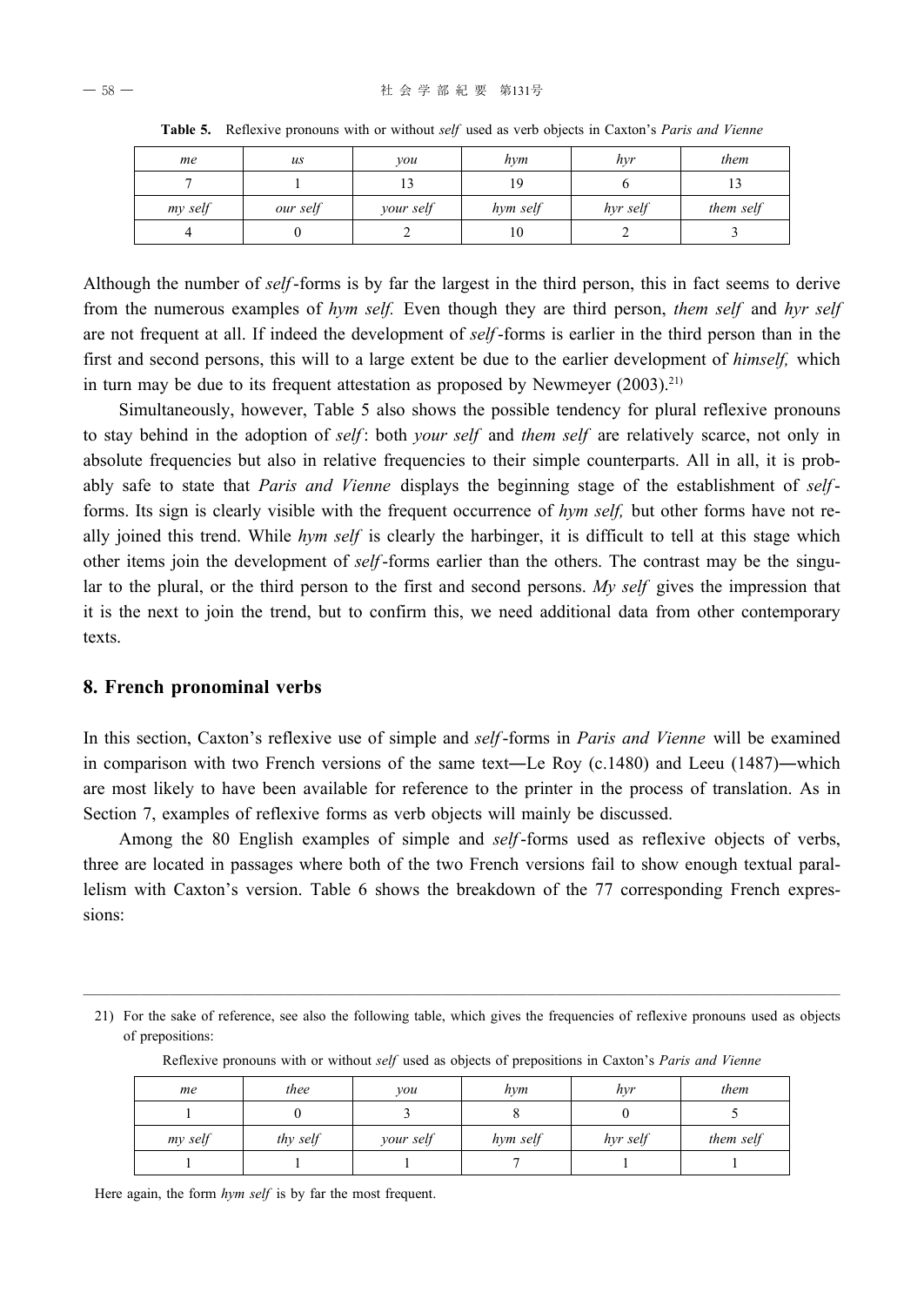**Table 5.** Reflexive pronouns with or without *self* used as verb objects in Caxton's *Paris and Vienne*

| *me* | *us* | *you* | *hym* | *hyr* | *them* |
|---|---|---|---|---|---|
| 7 | 1 | 13 | 19 | 6 | 13 |
| *my self* | *our self* | *your self* | *hym self* | *hyr self* | *them self* |
| 4 | 0 | 2 | 10 | 2 | 3 |

Although the number of *self*-forms is by far the largest in the third person, this in fact seems to derive from the numerous examples of *hym self.* Even though they are third person, *them self* and *hyr self* are not frequent at all. If indeed the development of *self*-forms is earlier in the third person than in the first and second persons, this will to a large extent be due to the earlier development of *himself,* which in turn may be due to its frequent attestation as proposed by Newmeyer (2003).[21]

Simultaneously, however, Table 5 also shows the possible tendency for plural reflexive pronouns to stay behind in the adoption of *self*: both *your self* and *them self* are relatively scarce, not only in absolute frequencies but also in relative frequencies to their simple counterparts. All in all, it is probably safe to state that *Paris and Vienne* displays the beginning stage of the establishment of *self*-forms. Its sign is clearly visible with the frequent occurrence of *hym self,* but other forms have not really joined this trend. While *hym self* is clearly the harbinger, it is difficult to tell at this stage which other items join the development of *self*-forms earlier than the others. The contrast may be the singular to the plural, or the third person to the first and second persons. *My self* gives the impression that it is the next to join the trend, but to confirm this, we need additional data from other contemporary texts.

## 8. French pronominal verbs

In this section, Caxton's reflexive use of simple and *self*-forms in *Paris and Vienne* will be examined in comparison with two French versions of the same text—Le Roy (c.1480) and Leeu (1487)—which are most likely to have been available for reference to the printer in the process of translation. As in Section 7, examples of reflexive forms as verb objects will mainly be discussed.

Among the 80 English examples of simple and *self*-forms used as reflexive objects of verbs, three are located in passages where both of the two French versions fail to show enough textual parallelism with Caxton's version. Table 6 shows the breakdown of the 77 corresponding French expressions:

---

21) For the sake of reference, see also the following table, which gives the frequencies of reflexive pronouns used as objects of prepositions:

Reflexive pronouns with or without *self* used as objects of prepositions in Caxton's *Paris and Vienne*

| *me* | *thee* | *you* | *hym* | *hyr* | *them* |
|---|---|---|---|---|---|
| 1 | 0 | 3 | 8 | 0 | 5 |
| *my self* | *thy self* | *your self* | *hym self* | *hyr self* | *them self* |
| 1 | 1 | 1 | 7 | 1 | 1 |

Here again, the form *hym self* is by far the most frequent.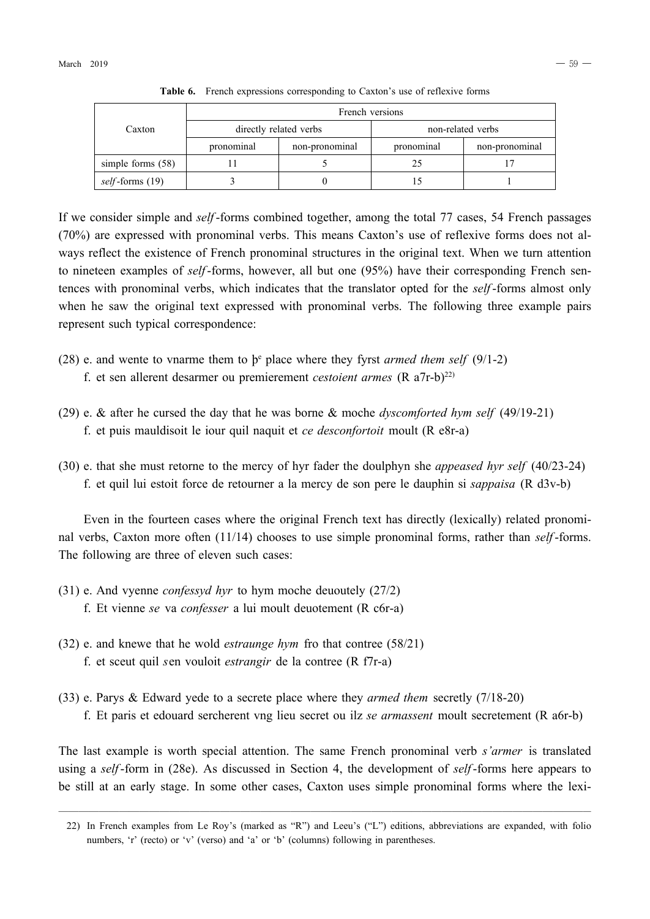**Table 6.** French expressions corresponding to Caxton's use of reflexive forms

| Caxton | French versions | | | |
|---|---|---|---|---|
| | directly related verbs | | non-related verbs | |
| | pronominal | non-pronominal | pronominal | non-pronominal |
| simple forms (58) | 11 | 5 | 25 | 17 |
| *self*-forms (19) | 3 | 0 | 15 | 1 |

If we consider simple and *self*-forms combined together, among the total 77 cases, 54 French passages (70%) are expressed with pronominal verbs. This means Caxton's use of reflexive forms does not always reflect the existence of French pronominal structures in the original text. When we turn attention to nineteen examples of *self*-forms, however, all but one (95%) have their corresponding French sentences with pronominal verbs, which indicates that the translator opted for the *self*-forms almost only when he saw the original text expressed with pronominal verbs. The following three example pairs represent such typical correspondence:

(28) e. and wente to vnarme them to þᵉ place where they fyrst *armed them self* (9/1-2)
  f. et sen allerent desarmer ou premierement *cestoient armes* (R a7r-b)[22]

(29) e. & after he cursed the day that he was borne & moche *dyscomforted hym self* (49/19-21)
  f. et puis mauldisoit le iour quil naquit et *ce desconfortoit* moult (R e8r-a)

(30) e. that she must retorne to the mercy of hyr fader the doulphyn she *appeased hyr self* (40/23-24)
  f. et quil lui estoit force de retourner a la mercy de son pere le dauphin si *sappaisa* (R d3v-b)

Even in the fourteen cases where the original French text has directly (lexically) related pronominal verbs, Caxton more often (11/14) chooses to use simple pronominal forms, rather than *self*-forms. The following are three of eleven such cases:

(31) e. And vyenne *confessyd hyr* to hym moche deuoutely (27/2)
  f. Et vienne *se* va *confesser* a lui moult deuotement (R c6r-a)

(32) e. and knewe that he wold *estraunge hym* fro that contree (58/21)
  f. et sceut quil *s*en vouloit *estrangir* de la contree (R f7r-a)

(33) e. Parys & Edward yede to a secrete place where they *armed them* secretly (7/18-20)
  f. Et paris et edouard sercherent vng lieu secret ou ilz *se armassent* moult secretement (R a6r-b)

The last example is worth special attention. The same French pronominal verb *s'armer* is translated using a *self*-form in (28e). As discussed in Section 4, the development of *self*-forms here appears to be still at an early stage. In some other cases, Caxton uses simple pronominal forms where the lexi-

22) In French examples from Le Roy's (marked as "R") and Leeu's ("L") editions, abbreviations are expanded, with folio numbers, 'r' (recto) or 'v' (verso) and 'a' or 'b' (columns) following in parentheses.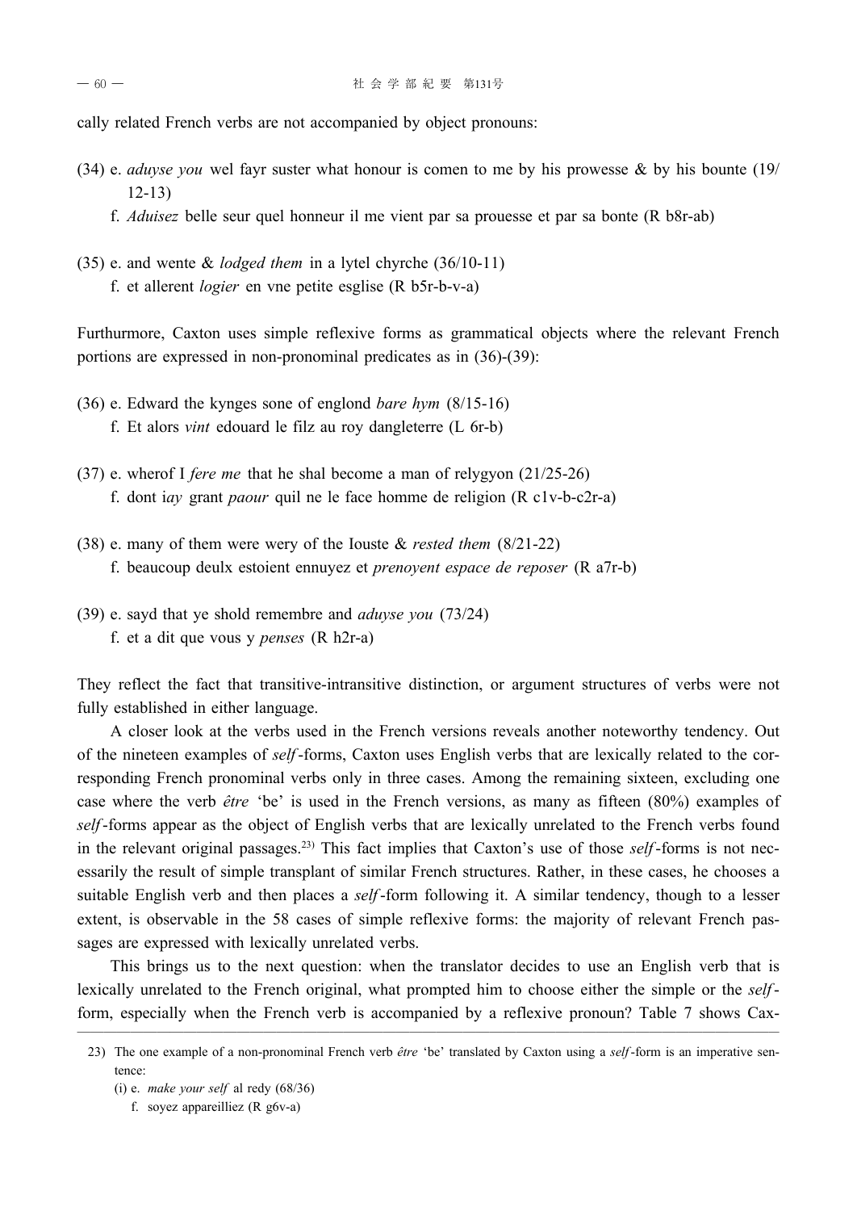cally related French verbs are not accompanied by object pronouns:

(34) e. *aduyse you* wel fayr suster what honour is comen to me by his prowesse & by his bounte (19/12-13)

f. *Aduisez* belle seur quel honneur il me vient par sa prouesse et par sa bonte (R b8r-ab)

(35) e. and wente & *lodged them* in a lytel chyrche (36/10-11)

f. et allerent *logier* en vne petite esglise (R b5r-b-v-a)

Furthurmore, Caxton uses simple reflexive forms as grammatical objects where the relevant French portions are expressed in non-pronominal predicates as in (36)-(39):

(36) e. Edward the kynges sone of englond *bare hym* (8/15-16)

f. Et alors *vint* edouard le filz au roy dangleterre (L 6r-b)

(37) e. wherof I *fere me* that he shal become a man of relygyon (21/25-26)

f. dont i*ay* grant *paour* quil ne le face homme de religion (R c1v-b-c2r-a)

(38) e. many of them were wery of the Iouste & *rested them* (8/21-22)

f. beaucoup deulx estoient ennuyez et *prenoyent espace de reposer* (R a7r-b)

(39) e. sayd that ye shold remembre and *aduyse you* (73/24)

f. et a dit que vous y *penses* (R h2r-a)

They reflect the fact that transitive-intransitive distinction, or argument structures of verbs were not fully established in either language.

A closer look at the verbs used in the French versions reveals another noteworthy tendency. Out of the nineteen examples of *self*-forms, Caxton uses English verbs that are lexically related to the corresponding French pronominal verbs only in three cases. Among the remaining sixteen, excluding one case where the verb *être* 'be' is used in the French versions, as many as fifteen (80%) examples of *self*-forms appear as the object of English verbs that are lexically unrelated to the French verbs found in the relevant original passages.[23] This fact implies that Caxton's use of those *self*-forms is not necessarily the result of simple transplant of similar French structures. Rather, in these cases, he chooses a suitable English verb and then places a *self*-form following it. A similar tendency, though to a lesser extent, is observable in the 58 cases of simple reflexive forms: the majority of relevant French passages are expressed with lexically unrelated verbs.

This brings us to the next question: when the translator decides to use an English verb that is lexically unrelated to the French original, what prompted him to choose either the simple or the *self*-form, especially when the French verb is accompanied by a reflexive pronoun? Table 7 shows Cax-

---

23) The one example of a non-pronominal French verb *être* 'be' translated by Caxton using a *self*-form is an imperative sentence:

(i) e. *make your self* al redy (68/36)

f. soyez appareilliez (R g6v-a)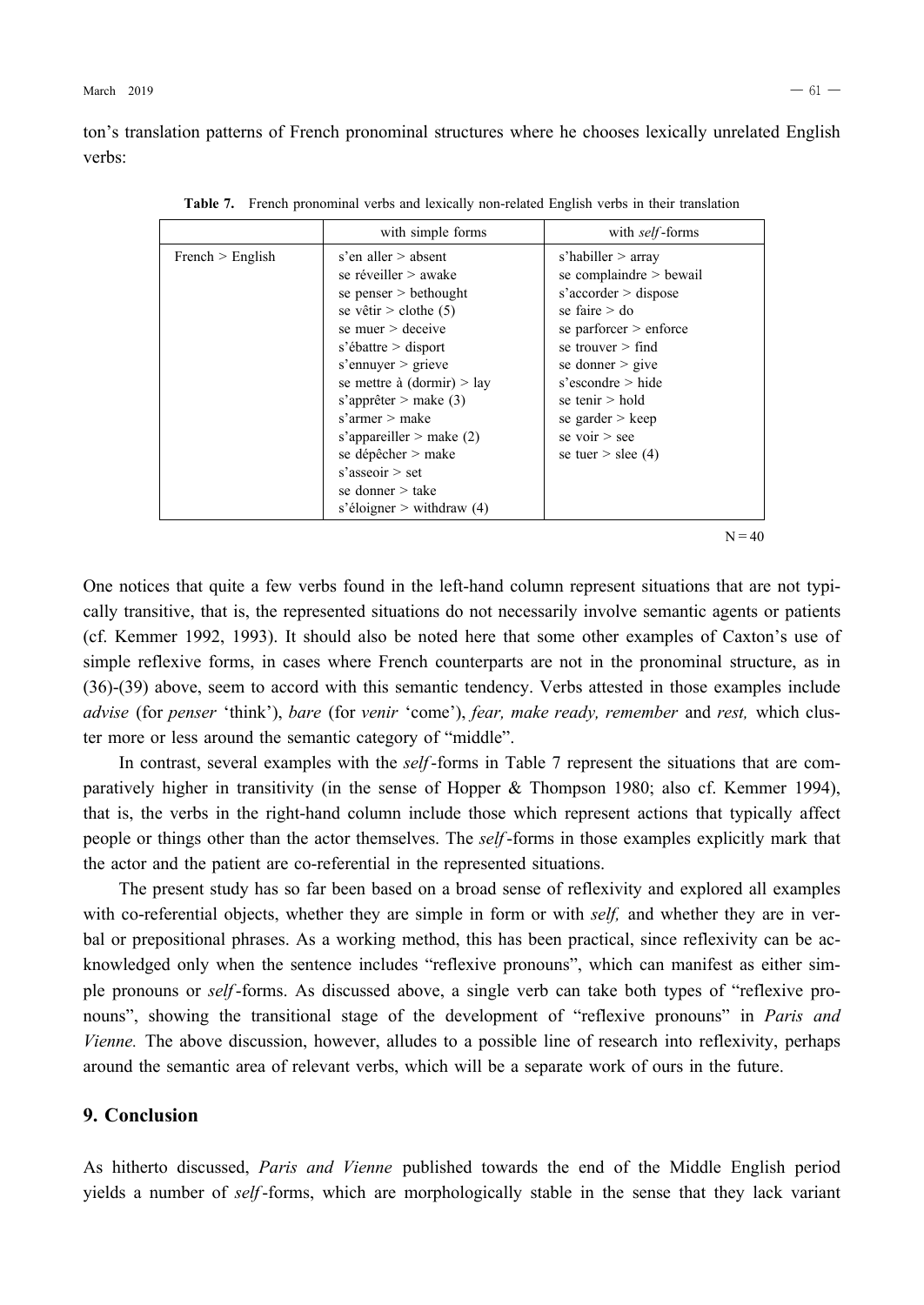ton's translation patterns of French pronominal structures where he chooses lexically unrelated English verbs:

**Table 7.** French pronominal verbs and lexically non-related English verbs in their translation

| | with simple forms | with *self*-forms |
|---|---|---|
| French > English | s'en aller > absent<br>se réveiller > awake<br>se penser > bethought<br>se vêtir > clothe (5)<br>se muer > deceive<br>s'ébattre > disport<br>s'ennuyer > grieve<br>se mettre à (dormir) > lay<br>s'apprêter > make (3)<br>s'armer > make<br>s'appareiller > make (2)<br>se dépêcher > make<br>s'asseoir > set<br>se donner > take<br>s'éloigner > withdraw (4) | s'habiller > array<br>se complaindre > bewail<br>s'accorder > dispose<br>se faire > do<br>se parforcer > enforce<br>se trouver > find<br>se donner > give<br>s'escondre > hide<br>se tenir > hold<br>se garder > keep<br>se voir > see<br>se tuer > slee (4) |

N = 40

One notices that quite a few verbs found in the left-hand column represent situations that are not typically transitive, that is, the represented situations do not necessarily involve semantic agents or patients (cf. Kemmer 1992, 1993). It should also be noted here that some other examples of Caxton's use of simple reflexive forms, in cases where French counterparts are not in the pronominal structure, as in (36)-(39) above, seem to accord with this semantic tendency. Verbs attested in those examples include *advise* (for *penser* 'think'), *bare* (for *venir* 'come'), *fear, make ready, remember* and *rest,* which cluster more or less around the semantic category of "middle".

In contrast, several examples with the *self*-forms in Table 7 represent the situations that are comparatively higher in transitivity (in the sense of Hopper & Thompson 1980; also cf. Kemmer 1994), that is, the verbs in the right-hand column include those which represent actions that typically affect people or things other than the actor themselves. The *self*-forms in those examples explicitly mark that the actor and the patient are co-referential in the represented situations.

The present study has so far been based on a broad sense of reflexivity and explored all examples with co-referential objects, whether they are simple in form or with *self,* and whether they are in verbal or prepositional phrases. As a working method, this has been practical, since reflexivity can be acknowledged only when the sentence includes "reflexive pronouns", which can manifest as either simple pronouns or *self*-forms. As discussed above, a single verb can take both types of "reflexive pronouns", showing the transitional stage of the development of "reflexive pronouns" in *Paris and Vienne.* The above discussion, however, alludes to a possible line of research into reflexivity, perhaps around the semantic area of relevant verbs, which will be a separate work of ours in the future.

## 9. Conclusion

As hitherto discussed, *Paris and Vienne* published towards the end of the Middle English period yields a number of *self*-forms, which are morphologically stable in the sense that they lack variant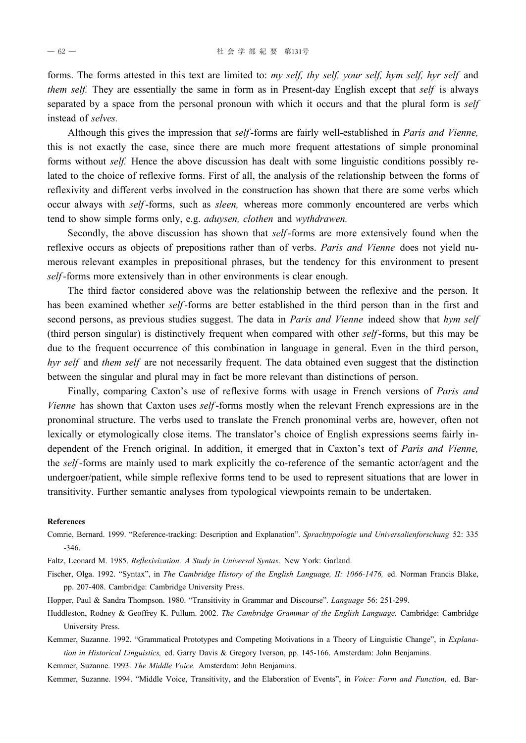forms. The forms attested in this text are limited to: *my self, thy self, your self, hym self, hyr self* and *them self.* They are essentially the same in form as in Present-day English except that *self* is always separated by a space from the personal pronoun with which it occurs and that the plural form is *self* instead of *selves.*

Although this gives the impression that *self*-forms are fairly well-established in *Paris and Vienne,* this is not exactly the case, since there are much more frequent attestations of simple pronominal forms without *self.* Hence the above discussion has dealt with some linguistic conditions possibly related to the choice of reflexive forms. First of all, the analysis of the relationship between the forms of reflexivity and different verbs involved in the construction has shown that there are some verbs which occur always with *self*-forms, such as *sleen,* whereas more commonly encountered are verbs which tend to show simple forms only, e.g. *aduysen, clothen* and *wythdrawen.*

Secondly, the above discussion has shown that *self*-forms are more extensively found when the reflexive occurs as objects of prepositions rather than of verbs. *Paris and Vienne* does not yield numerous relevant examples in prepositional phrases, but the tendency for this environment to present *self*-forms more extensively than in other environments is clear enough.

The third factor considered above was the relationship between the reflexive and the person. It has been examined whether *self*-forms are better established in the third person than in the first and second persons, as previous studies suggest. The data in *Paris and Vienne* indeed show that *hym self* (third person singular) is distinctively frequent when compared with other *self*-forms, but this may be due to the frequent occurrence of this combination in language in general. Even in the third person, *hyr self* and *them self* are not necessarily frequent. The data obtained even suggest that the distinction between the singular and plural may in fact be more relevant than distinctions of person.

Finally, comparing Caxton's use of reflexive forms with usage in French versions of *Paris and Vienne* has shown that Caxton uses *self*-forms mostly when the relevant French expressions are in the pronominal structure. The verbs used to translate the French pronominal verbs are, however, often not lexically or etymologically close items. The translator's choice of English expressions seems fairly independent of the French original. In addition, it emerged that in Caxton's text of *Paris and Vienne,* the *self*-forms are mainly used to mark explicitly the co-reference of the semantic actor/agent and the undergoer/patient, while simple reflexive forms tend to be used to represent situations that are lower in transitivity. Further semantic analyses from typological viewpoints remain to be undertaken.

**References**

Comrie, Bernard. 1999. "Reference-tracking: Description and Explanation". *Sprachtypologie und Universalienforschung* 52: 335-346.

Faltz, Leonard M. 1985. *Reflexivization: A Study in Universal Syntax.* New York: Garland.

Fischer, Olga. 1992. "Syntax", in *The Cambridge History of the English Language, II: 1066-1476,* ed. Norman Francis Blake, pp. 207-408. Cambridge: Cambridge University Press.

Hopper, Paul & Sandra Thompson. 1980. "Transitivity in Grammar and Discourse". *Language* 56: 251-299.

Huddleston, Rodney & Geoffrey K. Pullum. 2002. *The Cambridge Grammar of the English Language.* Cambridge: Cambridge University Press.

Kemmer, Suzanne. 1992. "Grammatical Prototypes and Competing Motivations in a Theory of Linguistic Change", in *Explanation in Historical Linguistics,* ed. Garry Davis & Gregory Iverson, pp. 145-166. Amsterdam: John Benjamins.

Kemmer, Suzanne. 1993. *The Middle Voice.* Amsterdam: John Benjamins.

Kemmer, Suzanne. 1994. "Middle Voice, Transitivity, and the Elaboration of Events", in *Voice: Form and Function,* ed. Bar-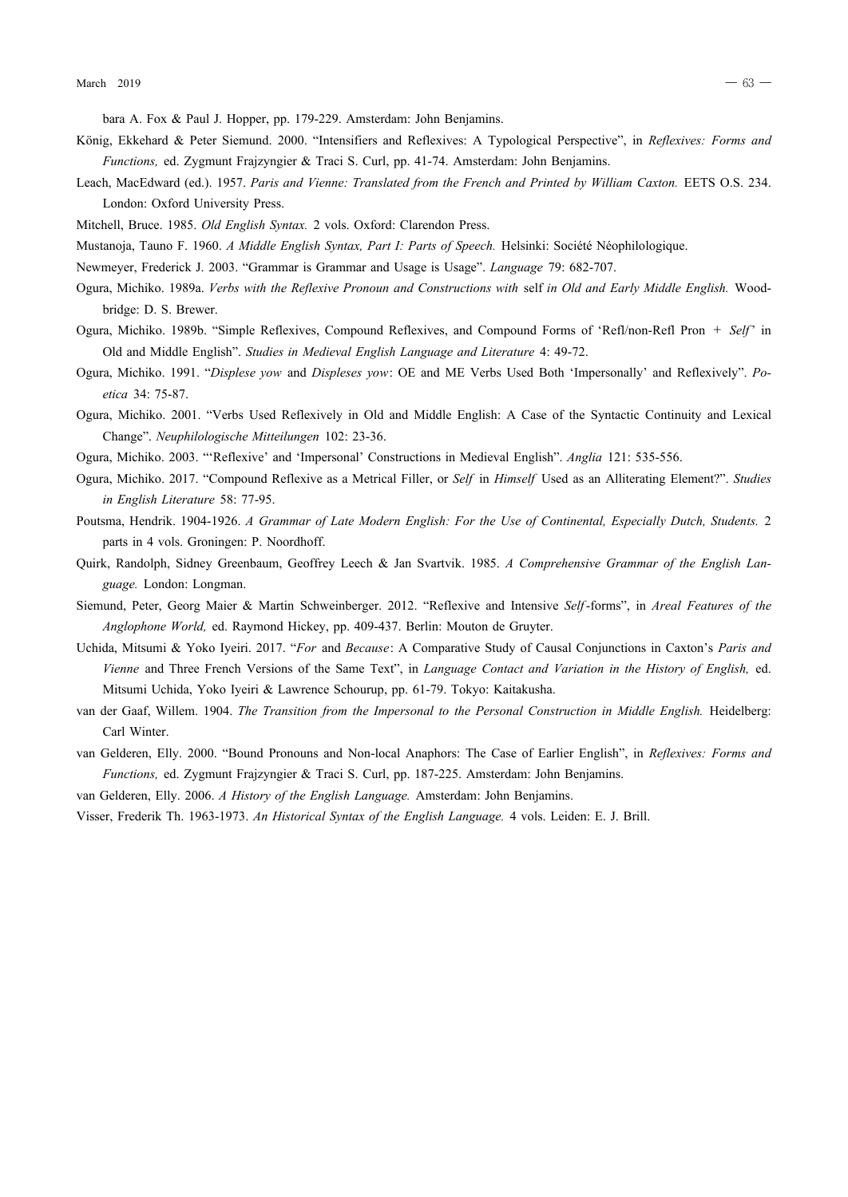bara A. Fox & Paul J. Hopper, pp. 179-229. Amsterdam: John Benjamins.

König, Ekkehard & Peter Siemund. 2000. "Intensifiers and Reflexives: A Typological Perspective", in *Reflexives: Forms and Functions,* ed. Zygmunt Frajzyngier & Traci S. Curl, pp. 41-74. Amsterdam: John Benjamins.

Leach, MacEdward (ed.). 1957. *Paris and Vienne: Translated from the French and Printed by William Caxton.* EETS O.S. 234. London: Oxford University Press.

Mitchell, Bruce. 1985. *Old English Syntax.* 2 vols. Oxford: Clarendon Press.

Mustanoja, Tauno F. 1960. *A Middle English Syntax, Part I: Parts of Speech.* Helsinki: Société Néophilologique.

Newmeyer, Frederick J. 2003. "Grammar is Grammar and Usage is Usage". *Language* 79: 682-707.

Ogura, Michiko. 1989a. *Verbs with the Reflexive Pronoun and Constructions with* self *in Old and Early Middle English.* Woodbridge: D. S. Brewer.

Ogura, Michiko. 1989b. "Simple Reflexives, Compound Reflexives, and Compound Forms of 'Refl/non-Refl Pron + *Self*' in Old and Middle English". *Studies in Medieval English Language and Literature* 4: 49-72.

Ogura, Michiko. 1991. "*Displese yow* and *Displeses yow*: OE and ME Verbs Used Both 'Impersonally' and Reflexively". *Poetica* 34: 75-87.

Ogura, Michiko. 2001. "Verbs Used Reflexively in Old and Middle English: A Case of the Syntactic Continuity and Lexical Change". *Neuphilologische Mitteilungen* 102: 23-36.

Ogura, Michiko. 2003. "'Reflexive' and 'Impersonal' Constructions in Medieval English". *Anglia* 121: 535-556.

Ogura, Michiko. 2017. "Compound Reflexive as a Metrical Filler, or *Self* in *Himself* Used as an Alliterating Element?". *Studies in English Literature* 58: 77-95.

Poutsma, Hendrik. 1904-1926. *A Grammar of Late Modern English: For the Use of Continental, Especially Dutch, Students.* 2 parts in 4 vols. Groningen: P. Noordhoff.

Quirk, Randolph, Sidney Greenbaum, Geoffrey Leech & Jan Svartvik. 1985. *A Comprehensive Grammar of the English Language.* London: Longman.

Siemund, Peter, Georg Maier & Martin Schweinberger. 2012. "Reflexive and Intensive *Self*-forms", in *Areal Features of the Anglophone World,* ed. Raymond Hickey, pp. 409-437. Berlin: Mouton de Gruyter.

Uchida, Mitsumi & Yoko Iyeiri. 2017. "*For* and *Because*: A Comparative Study of Causal Conjunctions in Caxton's *Paris and Vienne* and Three French Versions of the Same Text", in *Language Contact and Variation in the History of English,* ed. Mitsumi Uchida, Yoko Iyeiri & Lawrence Schourup, pp. 61-79. Tokyo: Kaitakusha.

van der Gaaf, Willem. 1904. *The Transition from the Impersonal to the Personal Construction in Middle English.* Heidelberg: Carl Winter.

van Gelderen, Elly. 2000. "Bound Pronouns and Non-local Anaphors: The Case of Earlier English", in *Reflexives: Forms and Functions,* ed. Zygmunt Frajzyngier & Traci S. Curl, pp. 187-225. Amsterdam: John Benjamins.

van Gelderen, Elly. 2006. *A History of the English Language.* Amsterdam: John Benjamins.

Visser, Frederik Th. 1963-1973. *An Historical Syntax of the English Language.* 4 vols. Leiden: E. J. Brill.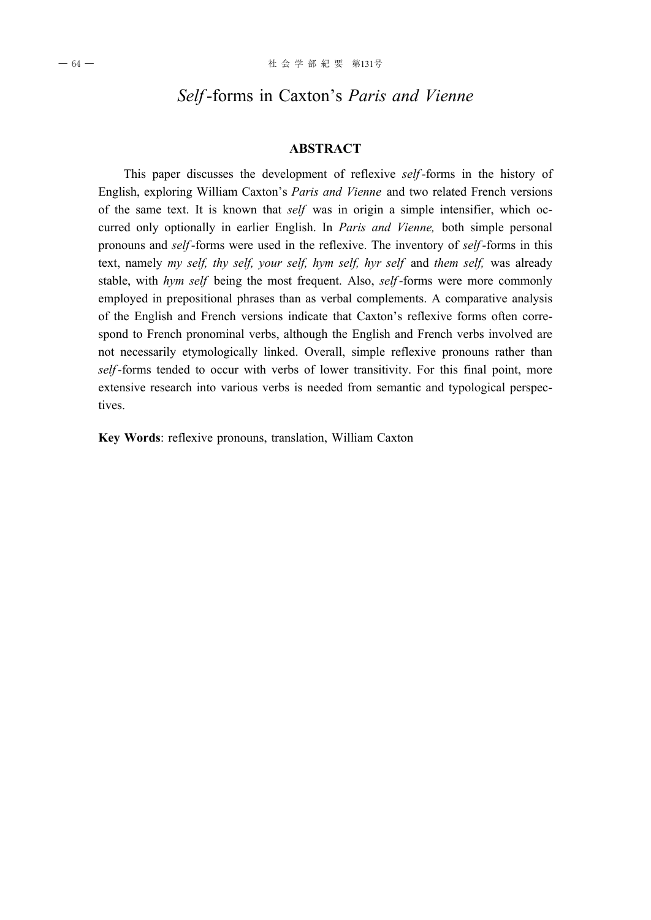# *Self*-forms in Caxton's *Paris and Vienne*

## ABSTRACT

This paper discusses the development of reflexive *self*-forms in the history of English, exploring William Caxton's *Paris and Vienne* and two related French versions of the same text. It is known that *self* was in origin a simple intensifier, which occurred only optionally in earlier English. In *Paris and Vienne,* both simple personal pronouns and *self*-forms were used in the reflexive. The inventory of *self*-forms in this text, namely *my self, thy self, your self, hym self, hyr self* and *them self,* was already stable, with *hym self* being the most frequent. Also, *self*-forms were more commonly employed in prepositional phrases than as verbal complements. A comparative analysis of the English and French versions indicate that Caxton's reflexive forms often correspond to French pronominal verbs, although the English and French verbs involved are not necessarily etymologically linked. Overall, simple reflexive pronouns rather than *self*-forms tended to occur with verbs of lower transitivity. For this final point, more extensive research into various verbs is needed from semantic and typological perspectives.

**Key Words**: reflexive pronouns, translation, William Caxton